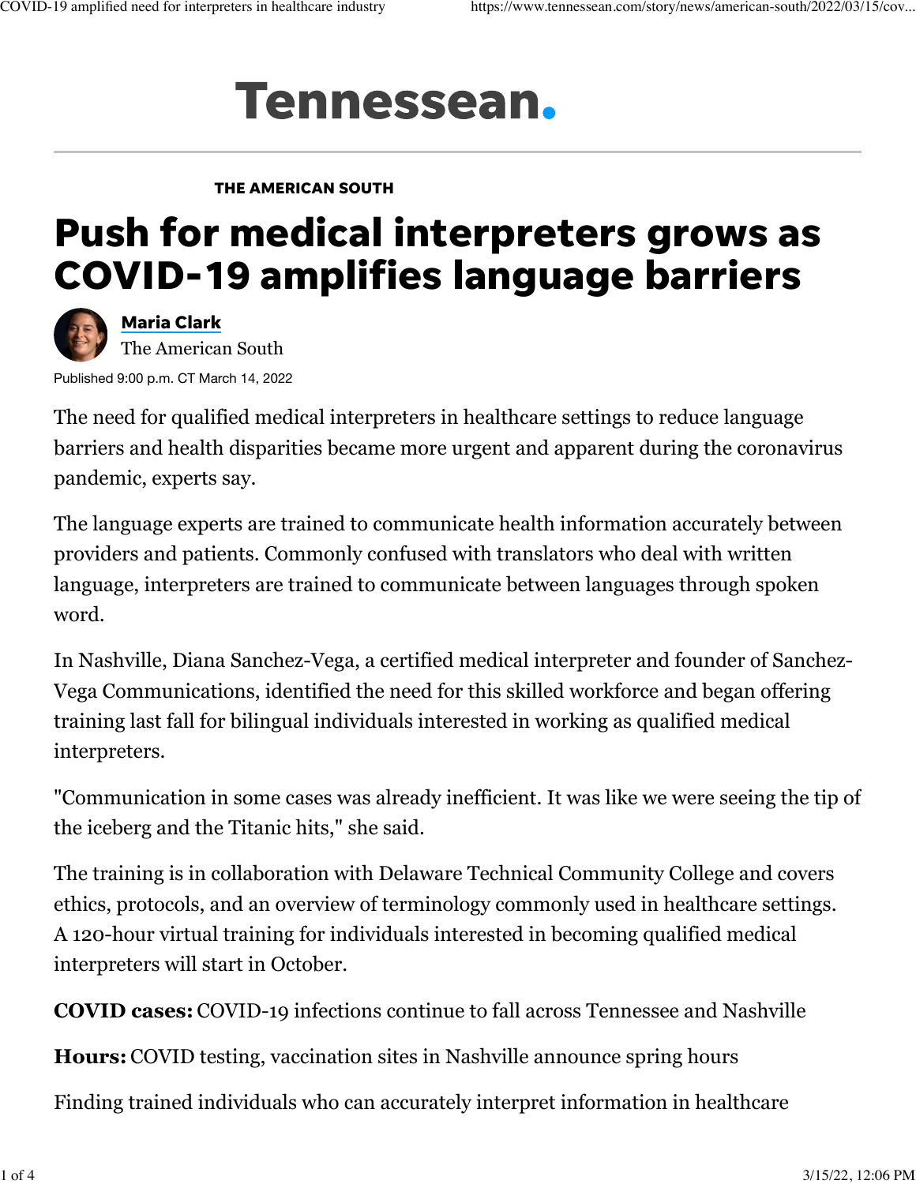Tennessean.

THE AMERICAN SOUTH

# Push for medical interpreters grows as COVID-19 amplifies language barriers

**Maria Clark**
The American South

Published 9:00 p.m. CT March 14, 2022

The need for qualified medical interpreters in healthcare settings to reduce language barriers and health disparities became more urgent and apparent during the coronavirus pandemic, experts say.

The language experts are trained to communicate health information accurately between providers and patients. Commonly confused with translators who deal with written language, interpreters are trained to communicate between languages through spoken word.

In Nashville, Diana Sanchez-Vega, a certified medical interpreter and founder of Sanchez-Vega Communications, identified the need for this skilled workforce and began offering training last fall for bilingual individuals interested in working as qualified medical interpreters.

"Communication in some cases was already inefficient. It was like we were seeing the tip of the iceberg and the Titanic hits," she said.

The training is in collaboration with Delaware Technical Community College and covers ethics, protocols, and an overview of terminology commonly used in healthcare settings. A 120-hour virtual training for individuals interested in becoming qualified medical interpreters will start in October.

**COVID cases:** COVID-19 infections continue to fall across Tennessee and Nashville

**Hours:** COVID testing, vaccination sites in Nashville announce spring hours

Finding trained individuals who can accurately interpret information in healthcare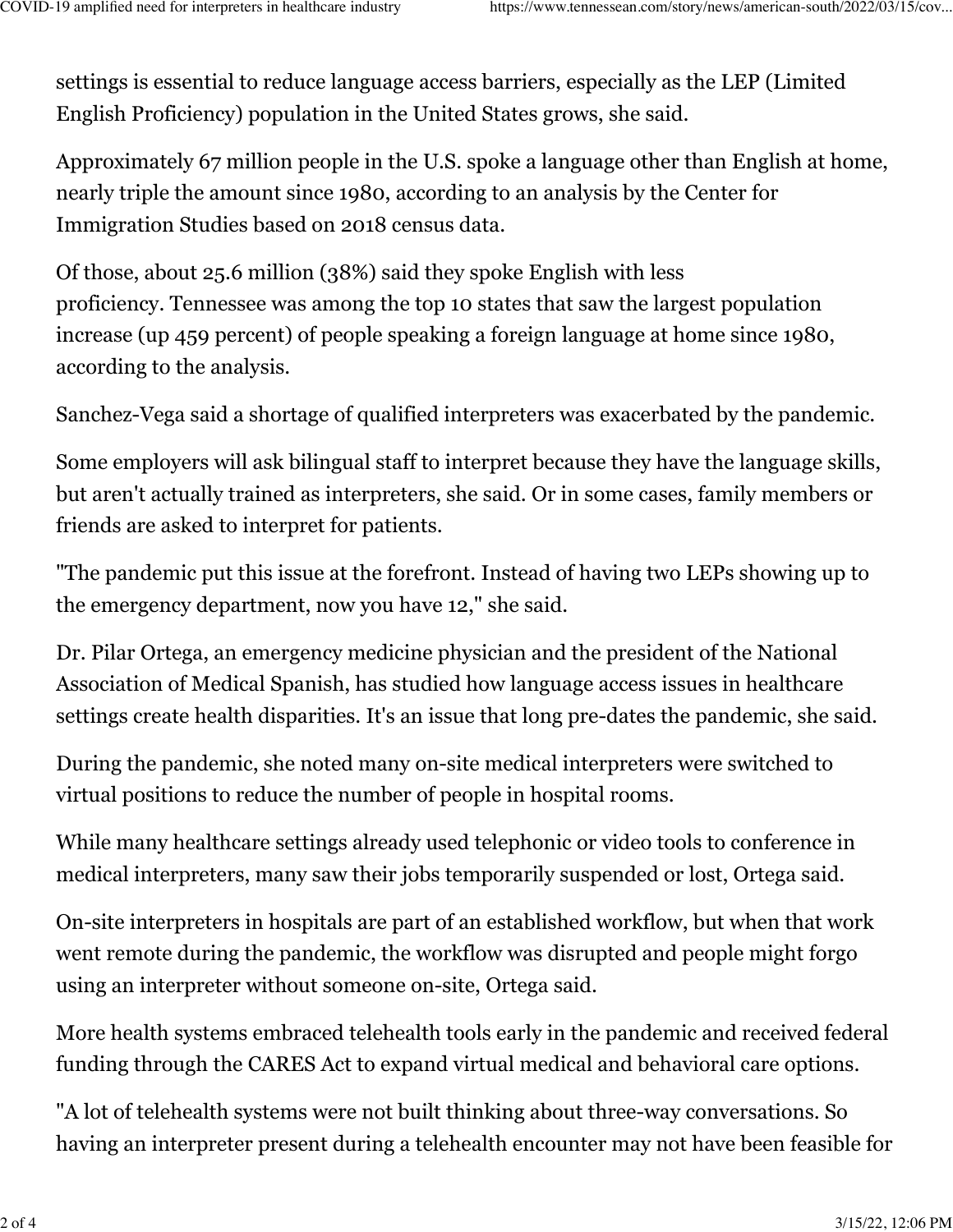settings is essential to reduce language access barriers, especially as the LEP (Limited English Proficiency) population in the United States grows, she said.

Approximately 67 million people in the U.S. spoke a language other than English at home, nearly triple the amount since 1980, according to an analysis by the Center for Immigration Studies based on 2018 census data.

Of those, about 25.6 million (38%) said they spoke English with less proficiency. Tennessee was among the top 10 states that saw the largest population increase (up 459 percent) of people speaking a foreign language at home since 1980, according to the analysis.

Sanchez-Vega said a shortage of qualified interpreters was exacerbated by the pandemic.

Some employers will ask bilingual staff to interpret because they have the language skills, but aren't actually trained as interpreters, she said. Or in some cases, family members or friends are asked to interpret for patients.

"The pandemic put this issue at the forefront. Instead of having two LEPs showing up to the emergency department, now you have 12," she said.

Dr. Pilar Ortega, an emergency medicine physician and the president of the National Association of Medical Spanish, has studied how language access issues in healthcare settings create health disparities. It's an issue that long pre-dates the pandemic, she said.

During the pandemic, she noted many on-site medical interpreters were switched to virtual positions to reduce the number of people in hospital rooms.

While many healthcare settings already used telephonic or video tools to conference in medical interpreters, many saw their jobs temporarily suspended or lost, Ortega said.

On-site interpreters in hospitals are part of an established workflow, but when that work went remote during the pandemic, the workflow was disrupted and people might forgo using an interpreter without someone on-site, Ortega said.

More health systems embraced telehealth tools early in the pandemic and received federal funding through the CARES Act to expand virtual medical and behavioral care options.

"A lot of telehealth systems were not built thinking about three-way conversations. So having an interpreter present during a telehealth encounter may not have been feasible for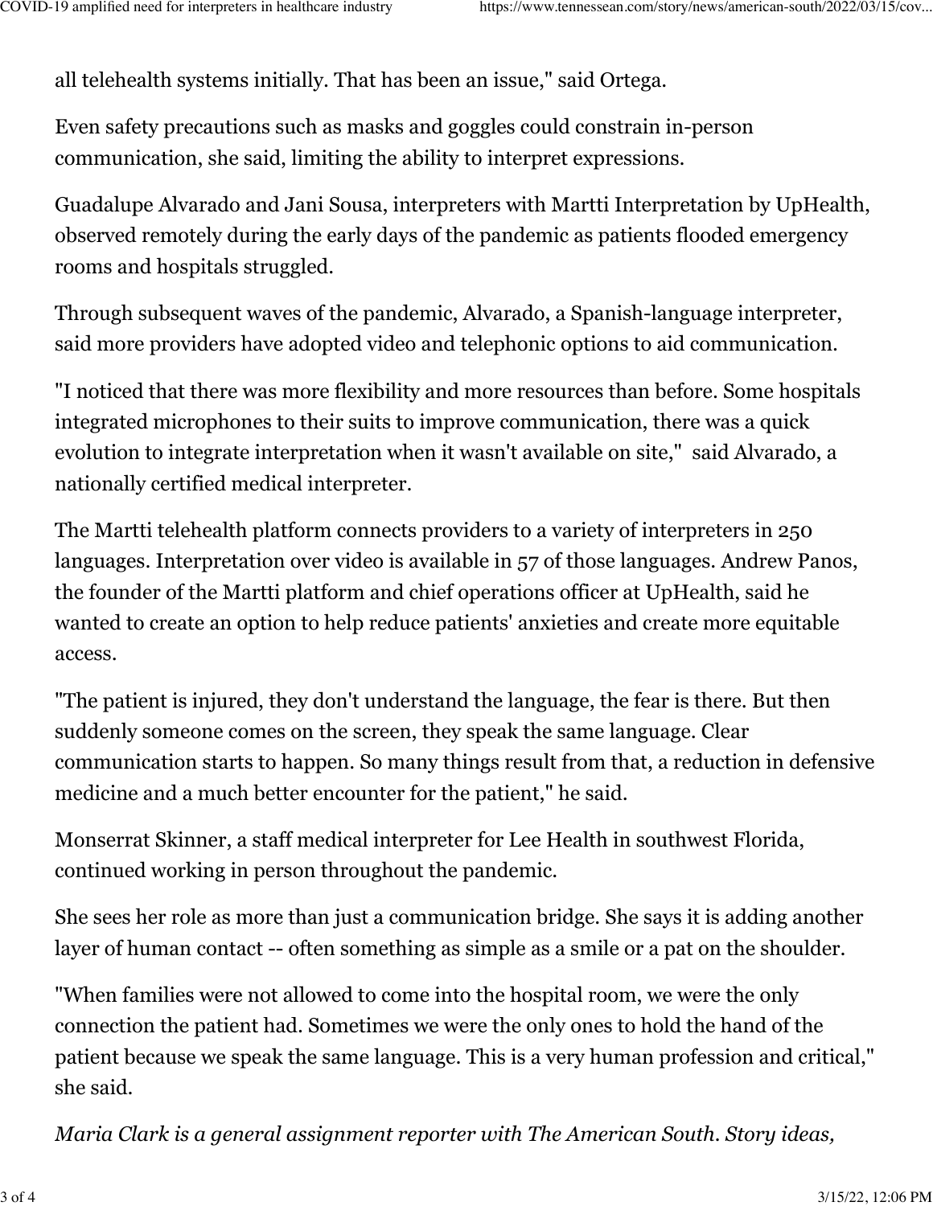all telehealth systems initially. That has been an issue," said Ortega.

Even safety precautions such as masks and goggles could constrain in-person communication, she said, limiting the ability to interpret expressions.

Guadalupe Alvarado and Jani Sousa, interpreters with Martti Interpretation by UpHealth, observed remotely during the early days of the pandemic as patients flooded emergency rooms and hospitals struggled.

Through subsequent waves of the pandemic, Alvarado, a Spanish-language interpreter, said more providers have adopted video and telephonic options to aid communication.

"I noticed that there was more flexibility and more resources than before. Some hospitals integrated microphones to their suits to improve communication, there was a quick evolution to integrate interpretation when it wasn't available on site," said Alvarado, a nationally certified medical interpreter.

The Martti telehealth platform connects providers to a variety of interpreters in 250 languages. Interpretation over video is available in 57 of those languages. Andrew Panos, the founder of the Martti platform and chief operations officer at UpHealth, said he wanted to create an option to help reduce patients' anxieties and create more equitable access.

"The patient is injured, they don't understand the language, the fear is there. But then suddenly someone comes on the screen, they speak the same language. Clear communication starts to happen. So many things result from that, a reduction in defensive medicine and a much better encounter for the patient," he said.

Monserrat Skinner, a staff medical interpreter for Lee Health in southwest Florida, continued working in person throughout the pandemic.

She sees her role as more than just a communication bridge. She says it is adding another layer of human contact -- often something as simple as a smile or a pat on the shoulder.

"When families were not allowed to come into the hospital room, we were the only connection the patient had. Sometimes we were the only ones to hold the hand of the patient because we speak the same language. This is a very human profession and critical," she said.

*Maria Clark is a general assignment reporter with The American South. Story ideas,*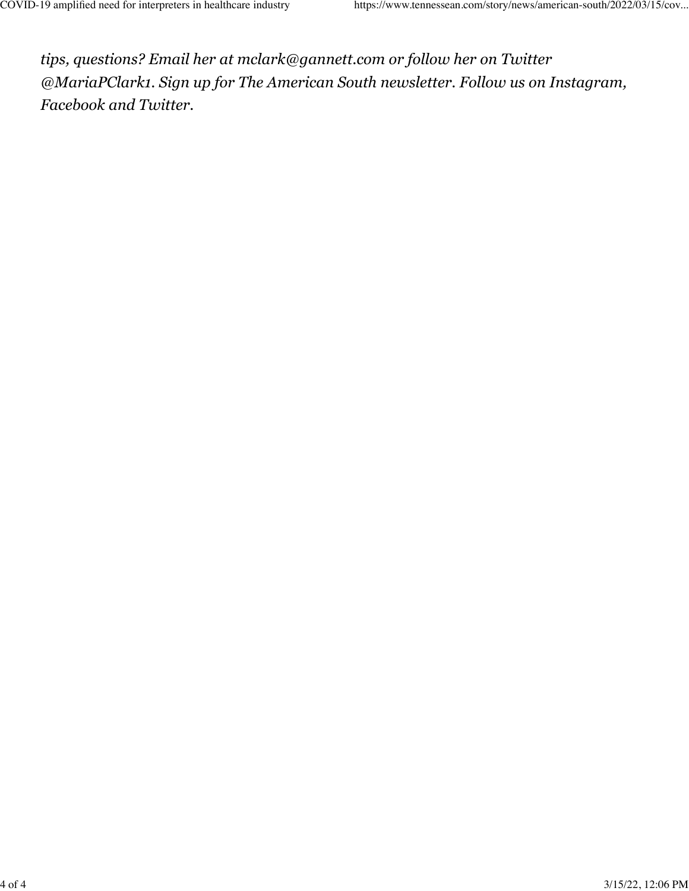*tips, questions? Email her at mclark@gannett.com or follow her on Twitter @MariaPClark1. Sign up for The American South newsletter. Follow us on Instagram, Facebook and Twitter.*